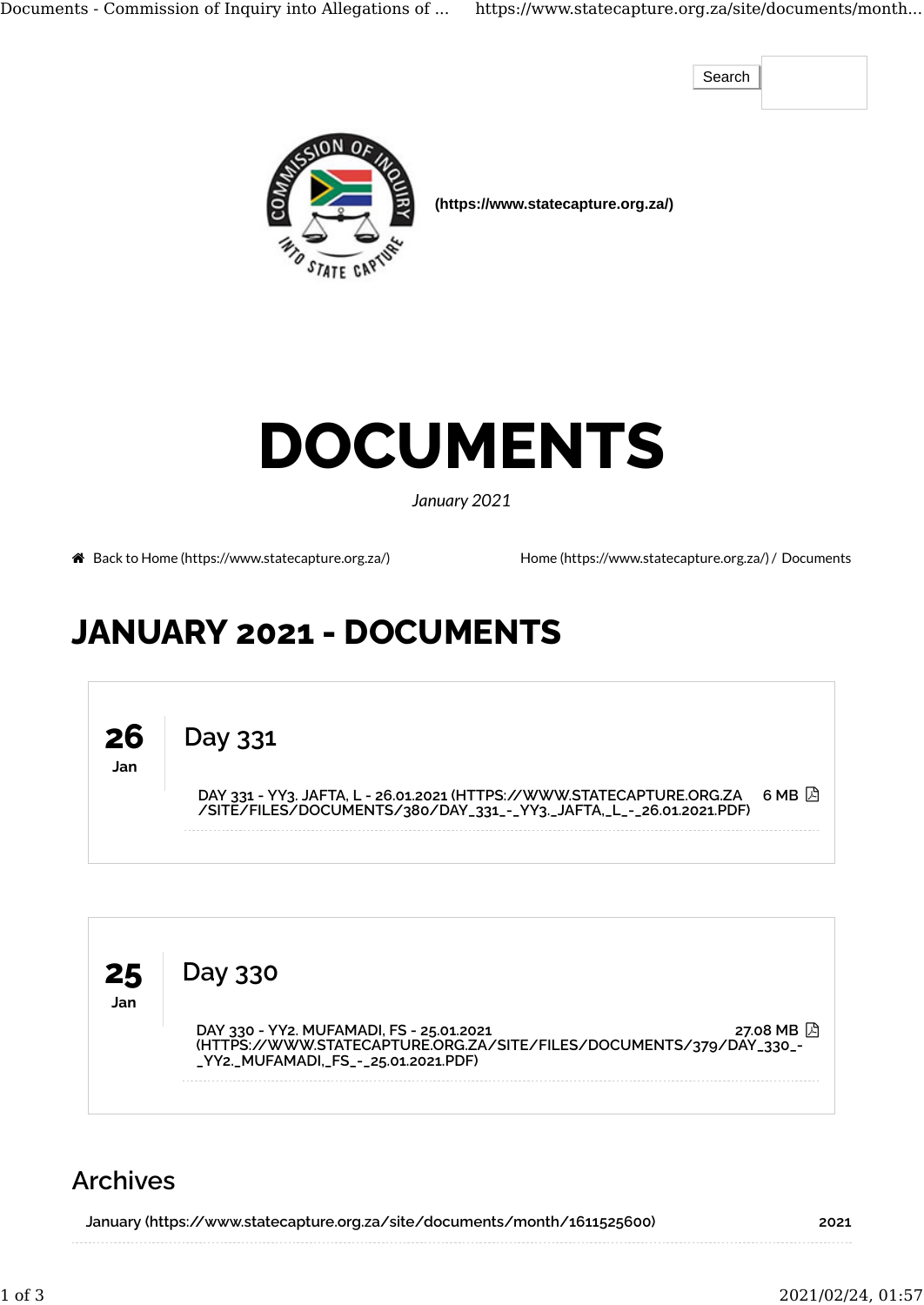Search

(https://www.statecapture.org.za/)

# DOCUMENTS

*January 2021*

Back to Home (https://www.statecapture.org.za/)

Home (https://www.statecapture.org.za/) / Documents

## JANUARY 2021 - DOCUMENTS

**26**
Jan

### Day 331

DAY 331 - YY3. JAFTA, L - 26.01.2021 (HTTPS://WWW.STATECAPTURE.ORG.ZA/SITE/FILES/DOCUMENTS/380/DAY_331_-_YY3._JAFTA,_L_-_26.01.2021.PDF) 6 MB

**25**
Jan

### Day 330

DAY 330 - YY2. MUFAMADI, FS - 25.01.2021 (HTTPS://WWW.STATECAPTURE.ORG.ZA/SITE/FILES/DOCUMENTS/379/DAY_330_-_YY2._MUFAMADI,_FS_-_25.01.2021.PDF) 27.08 MB

### Archives

January (https://www.statecapture.org.za/site/documents/month/1611525600) 2021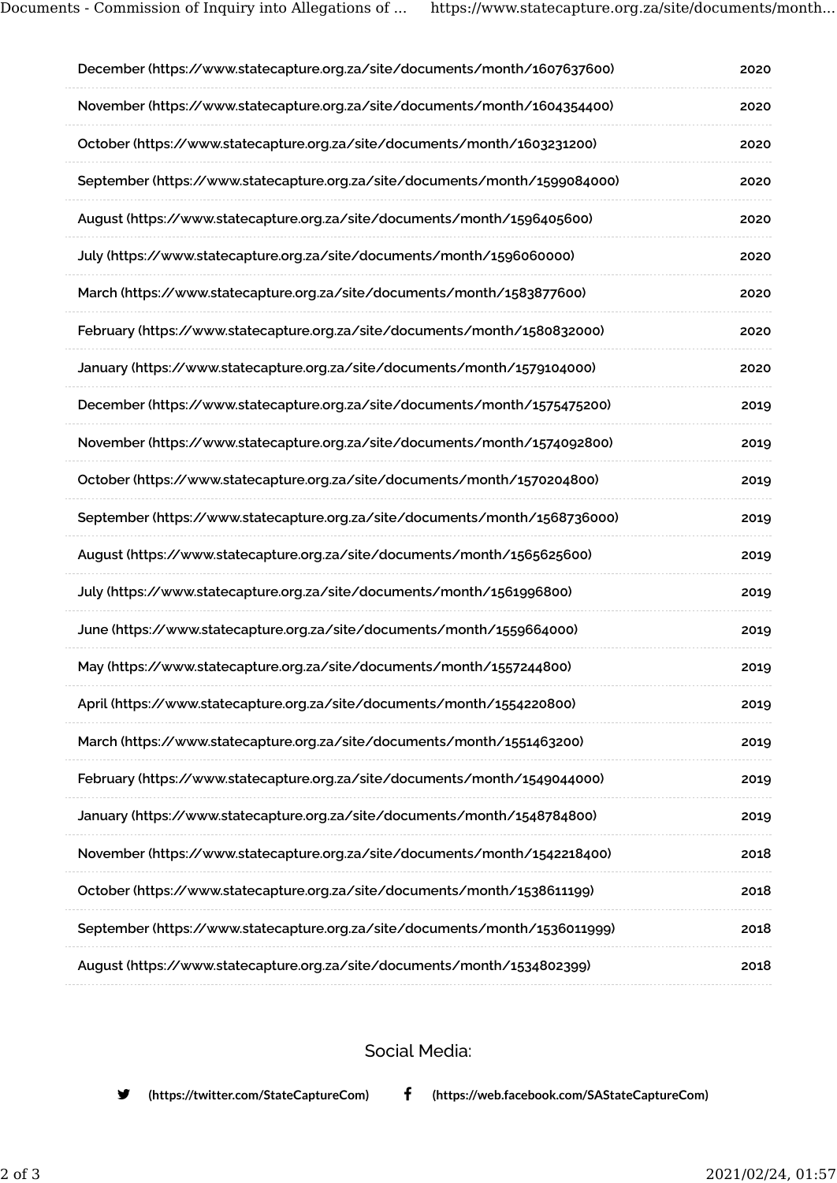| | |
|---|---|
| December (https://www.statecapture.org.za/site/documents/month/1607637600) | 2020 |
| November (https://www.statecapture.org.za/site/documents/month/1604354400) | 2020 |
| October (https://www.statecapture.org.za/site/documents/month/1603231200) | 2020 |
| September (https://www.statecapture.org.za/site/documents/month/1599084000) | 2020 |
| August (https://www.statecapture.org.za/site/documents/month/1596405600) | 2020 |
| July (https://www.statecapture.org.za/site/documents/month/1596060000) | 2020 |
| March (https://www.statecapture.org.za/site/documents/month/1583877600) | 2020 |
| February (https://www.statecapture.org.za/site/documents/month/1580832000) | 2020 |
| January (https://www.statecapture.org.za/site/documents/month/1579104000) | 2020 |
| December (https://www.statecapture.org.za/site/documents/month/1575475200) | 2019 |
| November (https://www.statecapture.org.za/site/documents/month/1574092800) | 2019 |
| October (https://www.statecapture.org.za/site/documents/month/1570204800) | 2019 |
| September (https://www.statecapture.org.za/site/documents/month/1568736000) | 2019 |
| August (https://www.statecapture.org.za/site/documents/month/1565625600) | 2019 |
| July (https://www.statecapture.org.za/site/documents/month/1561996800) | 2019 |
| June (https://www.statecapture.org.za/site/documents/month/1559664000) | 2019 |
| May (https://www.statecapture.org.za/site/documents/month/1557244800) | 2019 |
| April (https://www.statecapture.org.za/site/documents/month/1554220800) | 2019 |
| March (https://www.statecapture.org.za/site/documents/month/1551463200) | 2019 |
| February (https://www.statecapture.org.za/site/documents/month/1549044000) | 2019 |
| January (https://www.statecapture.org.za/site/documents/month/1548784800) | 2019 |
| November (https://www.statecapture.org.za/site/documents/month/1542218400) | 2018 |
| October (https://www.statecapture.org.za/site/documents/month/1538611199) | 2018 |
| September (https://www.statecapture.org.za/site/documents/month/1536011999) | 2018 |
| August (https://www.statecapture.org.za/site/documents/month/1534802399) | 2018 |

Social Media:

(https://twitter.com/StateCaptureCom) (https://web.facebook.com/SAStateCaptureCom)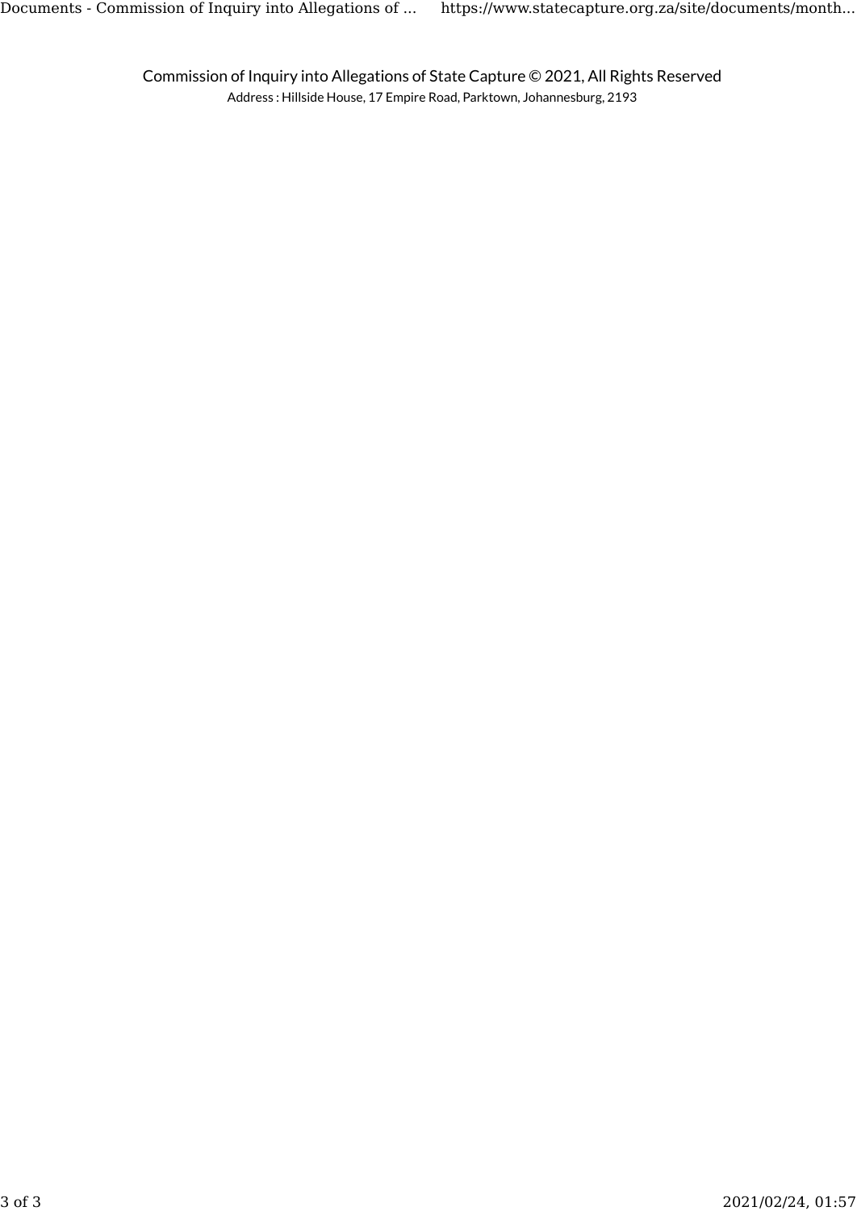Commission of Inquiry into Allegations of State Capture © 2021, All Rights Reserved

Address : Hillside House, 17 Empire Road, Parktown, Johannesburg, 2193